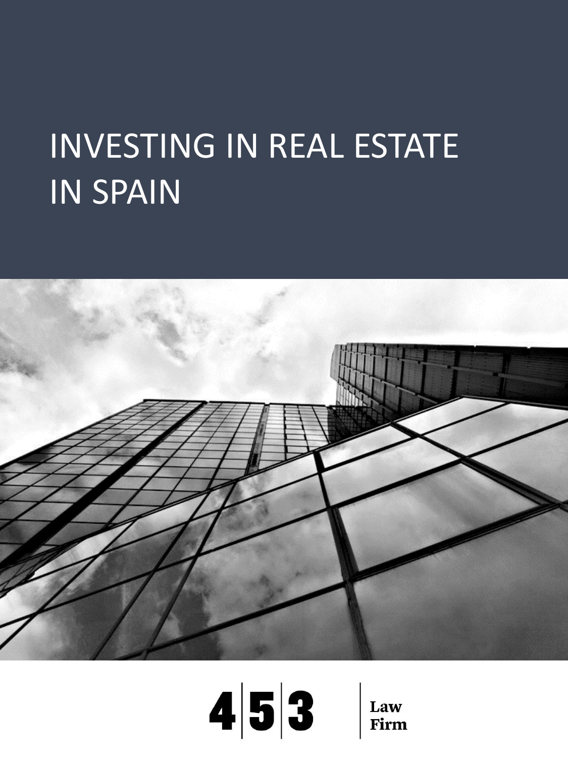# INVESTING IN REAL ESTATE IN SPAIN

4|5|3 Law Firm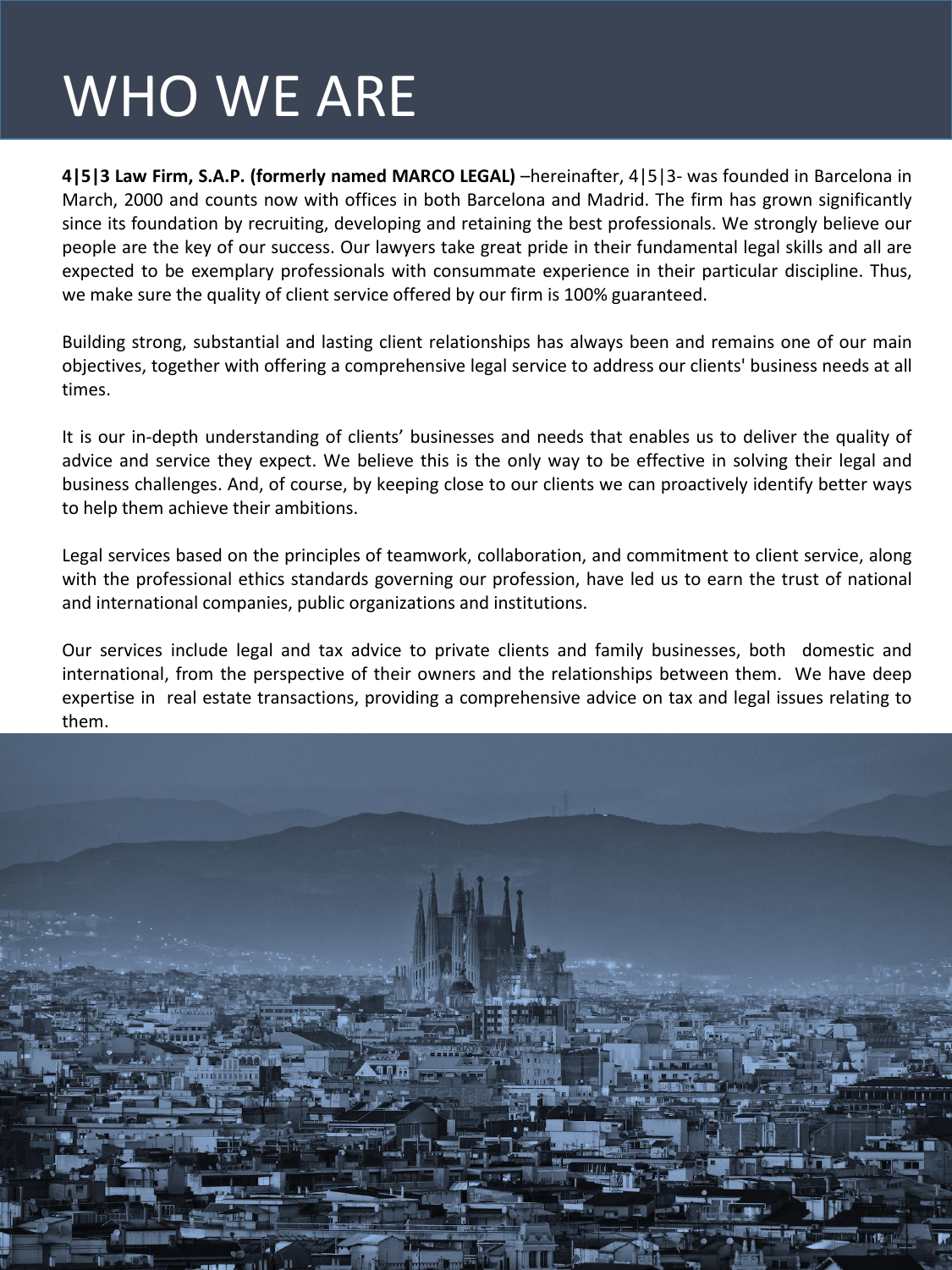# WHO WE ARE

**4|5|3 Law Firm, S.A.P. (formerly named MARCO LEGAL)** –hereinafter, 4|5|3- was founded in Barcelona in March, 2000 and counts now with offices in both Barcelona and Madrid. The firm has grown significantly since its foundation by recruiting, developing and retaining the best professionals. We strongly believe our people are the key of our success. Our lawyers take great pride in their fundamental legal skills and all are expected to be exemplary professionals with consummate experience in their particular discipline. Thus, we make sure the quality of client service offered by our firm is 100% guaranteed.

Building strong, substantial and lasting client relationships has always been and remains one of our main objectives, together with offering a comprehensive legal service to address our clients' business needs at all times.

It is our in-depth understanding of clients' businesses and needs that enables us to deliver the quality of advice and service they expect. We believe this is the only way to be effective in solving their legal and business challenges. And, of course, by keeping close to our clients we can proactively identify better ways to help them achieve their ambitions.

Legal services based on the principles of teamwork, collaboration, and commitment to client service, along with the professional ethics standards governing our profession, have led us to earn the trust of national and international companies, public organizations and institutions.

Our services include legal and tax advice to private clients and family businesses, both domestic and international, from the perspective of their owners and the relationships between them. We have deep expertise in real estate transactions, providing a comprehensive advice on tax and legal issues relating to them.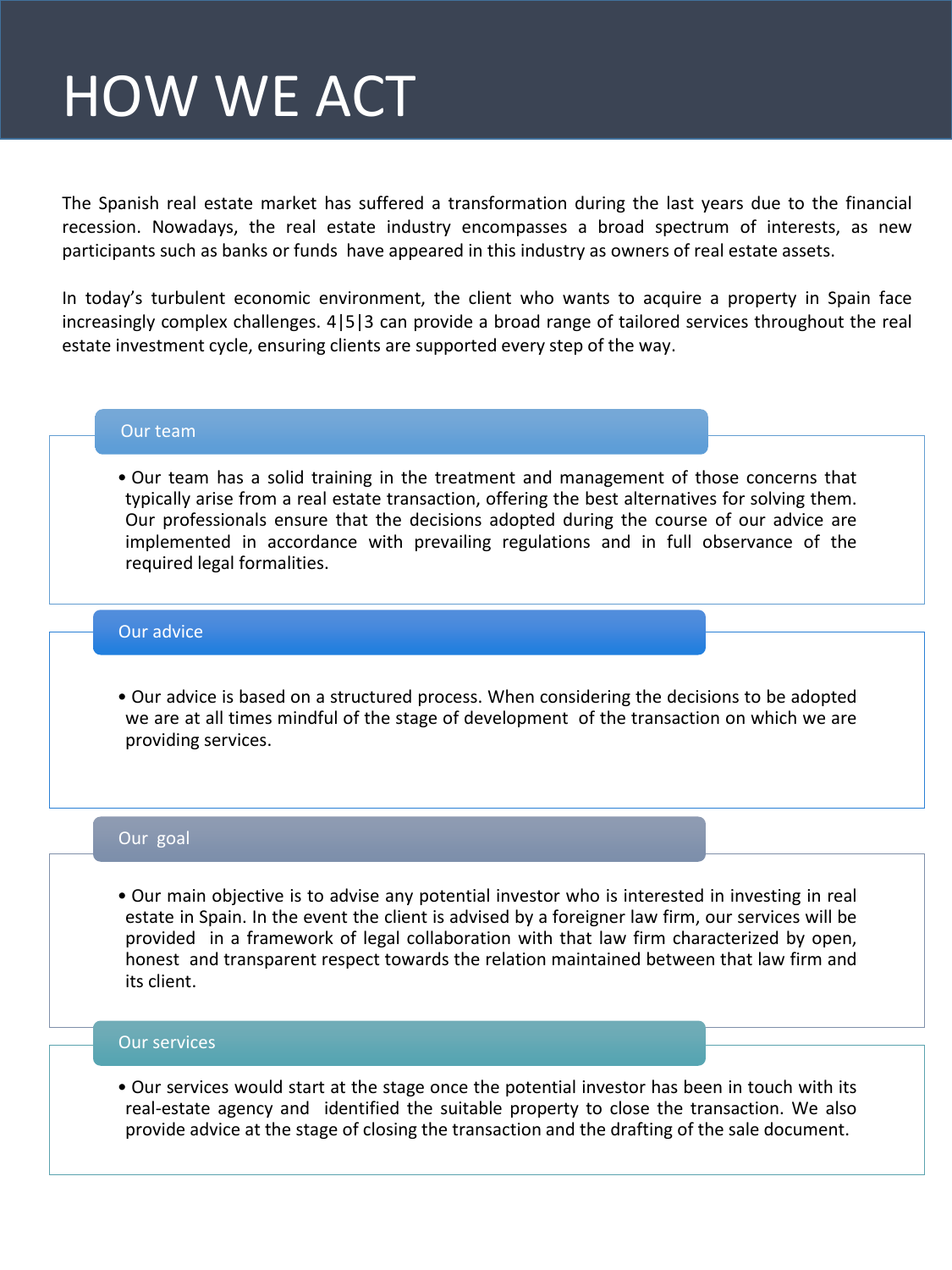# HOW WE ACT

The Spanish real estate market has suffered a transformation during the last years due to the financial recession. Nowadays, the real estate industry encompasses a broad spectrum of interests, as new participants such as banks or funds have appeared in this industry as owners of real estate assets.

In today's turbulent economic environment, the client who wants to acquire a property in Spain face increasingly complex challenges. 4|5|3 can provide a broad range of tailored services throughout the real estate investment cycle, ensuring clients are supported every step of the way.

## Our team

- Our team has a solid training in the treatment and management of those concerns that typically arise from a real estate transaction, offering the best alternatives for solving them. Our professionals ensure that the decisions adopted during the course of our advice are implemented in accordance with prevailing regulations and in full observance of the required legal formalities.

## Our advice

- Our advice is based on a structured process. When considering the decisions to be adopted we are at all times mindful of the stage of development of the transaction on which we are providing services.

## Our goal

- Our main objective is to advise any potential investor who is interested in investing in real estate in Spain. In the event the client is advised by a foreigner law firm, our services will be provided in a framework of legal collaboration with that law firm characterized by open, honest and transparent respect towards the relation maintained between that law firm and its client.

## Our services

- Our services would start at the stage once the potential investor has been in touch with its real-estate agency and identified the suitable property to close the transaction. We also provide advice at the stage of closing the transaction and the drafting of the sale document.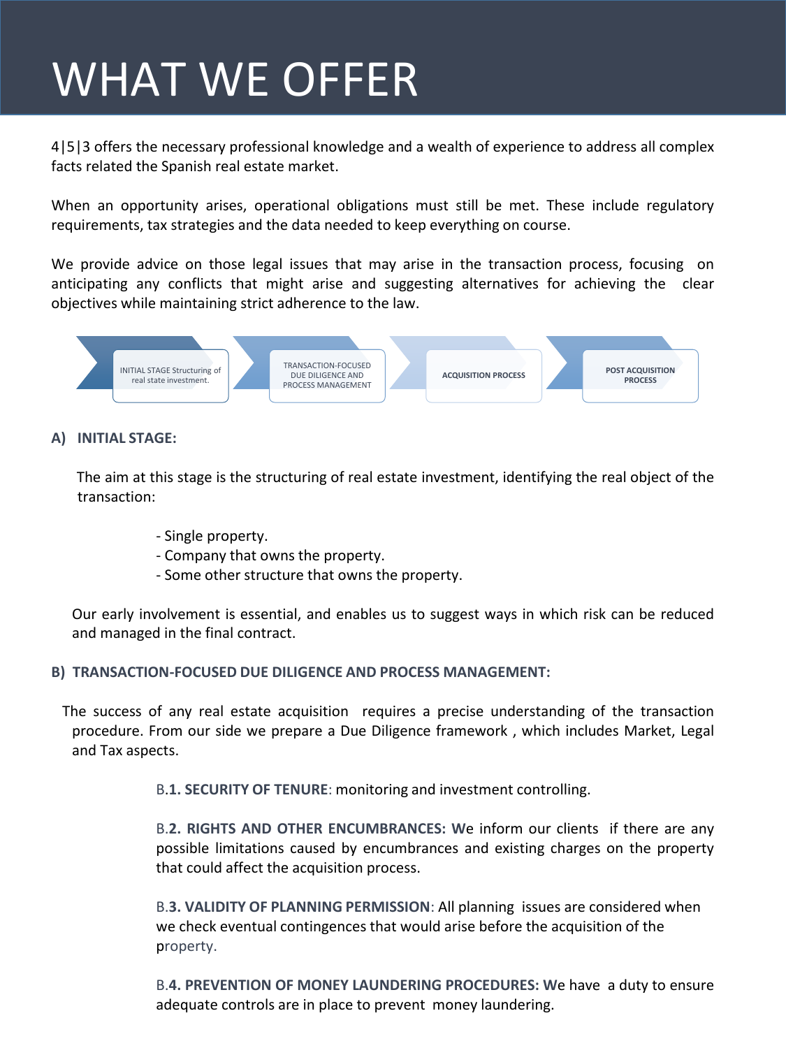# WHAT WE OFFER

4|5|3 offers the necessary professional knowledge and a wealth of experience to address all complex facts related the Spanish real estate market.

When an opportunity arises, operational obligations must still be met. These include regulatory requirements, tax strategies and the data needed to keep everything on course.

We provide advice on those legal issues that may arise in the transaction process, focusing on anticipating any conflicts that might arise and suggesting alternatives for achieving the clear objectives while maintaining strict adherence to the law.

INITIAL STAGE Structuring of real state investment. → TRANSACTION-FOCUSED DUE DILIGENCE AND PROCESS MANAGEMENT → ACQUISITION PROCESS → POST ACQUISITION PROCESS

## A) INITIAL STAGE:

The aim at this stage is the structuring of real estate investment, identifying the real object of the transaction:

- Single property.
- Company that owns the property.
- Some other structure that owns the property.

Our early involvement is essential, and enables us to suggest ways in which risk can be reduced and managed in the final contract.

## B) TRANSACTION-FOCUSED DUE DILIGENCE AND PROCESS MANAGEMENT:

The success of any real estate acquisition requires a precise understanding of the transaction procedure. From our side we prepare a Due Diligence framework , which includes Market, Legal and Tax aspects.

B.**1. SECURITY OF TENURE**: monitoring and investment controlling.

B.**2. RIGHTS AND OTHER ENCUMBRANCES: W**e inform our clients if there are any possible limitations caused by encumbrances and existing charges on the property that could affect the acquisition process.

B.**3. VALIDITY OF PLANNING PERMISSION**: All planning issues are considered when we check eventual contingences that would arise before the acquisition of the property.

B.**4. PREVENTION OF MONEY LAUNDERING PROCEDURES: W**e have a duty to ensure adequate controls are in place to prevent money laundering.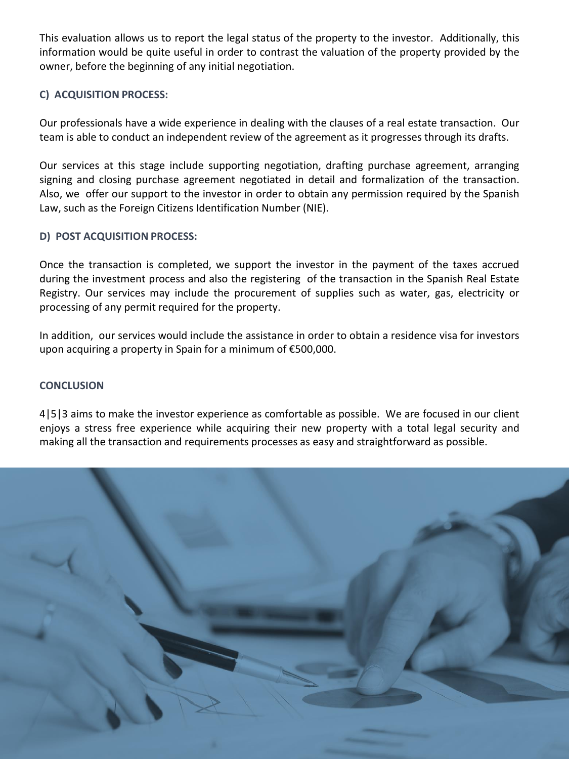This evaluation allows us to report the legal status of the property to the investor. Additionally, this information would be quite useful in order to contrast the valuation of the property provided by the owner, before the beginning of any initial negotiation.

**C) ACQUISITION PROCESS:**

Our professionals have a wide experience in dealing with the clauses of a real estate transaction. Our team is able to conduct an independent review of the agreement as it progresses through its drafts.

Our services at this stage include supporting negotiation, drafting purchase agreement, arranging signing and closing purchase agreement negotiated in detail and formalization of the transaction. Also, we offer our support to the investor in order to obtain any permission required by the Spanish Law, such as the Foreign Citizens Identification Number (NIE).

**D) POST ACQUISITION PROCESS:**

Once the transaction is completed, we support the investor in the payment of the taxes accrued during the investment process and also the registering of the transaction in the Spanish Real Estate Registry. Our services may include the procurement of supplies such as water, gas, electricity or processing of any permit required for the property.

In addition, our services would include the assistance in order to obtain a residence visa for investors upon acquiring a property in Spain for a minimum of €500,000.

**CONCLUSION**

4|5|3 aims to make the investor experience as comfortable as possible. We are focused in our client enjoys a stress free experience while acquiring their new property with a total legal security and making all the transaction and requirements processes as easy and straightforward as possible.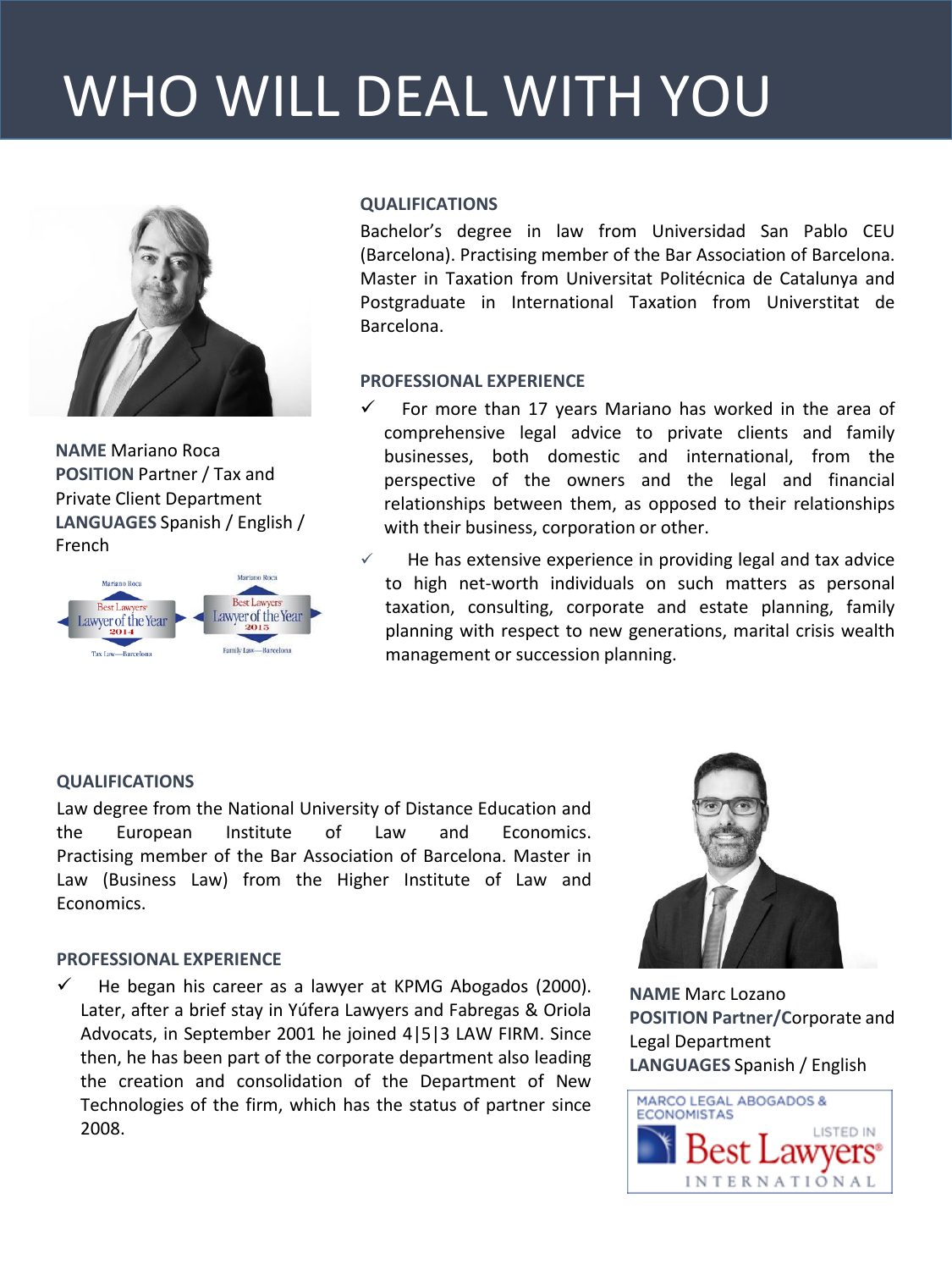# WHO WILL DEAL WITH YOU

**NAME** Mariano Roca
**POSITION** Partner / Tax and Private Client Department
**LANGUAGES** Spanish / English / French

Mariano Roca — Best Lawyers Lawyer of the Year 2014 — Tax Law—Barcelona

Mariano Roca — Best Lawyers Lawyer of the Year 2015 — Family Law—Barcelona

**QUALIFICATIONS**

Bachelor's degree in law from Universidad San Pablo CEU (Barcelona). Practising member of the Bar Association of Barcelona. Master in Taxation from Universitat Politécnica de Catalunya and Postgraduate in International Taxation from Universtitat de Barcelona.

**PROFESSIONAL EXPERIENCE**

- ✓ For more than 17 years Mariano has worked in the area of comprehensive legal advice to private clients and family businesses, both domestic and international, from the perspective of the owners and the legal and financial relationships between them, as opposed to their relationships with their business, corporation or other.
- ✓ He has extensive experience in providing legal and tax advice to high net-worth individuals on such matters as personal taxation, consulting, corporate and estate planning, family planning with respect to new generations, marital crisis wealth management or succession planning.

**QUALIFICATIONS**

Law degree from the National University of Distance Education and the European Institute of Law and Economics. Practising member of the Bar Association of Barcelona. Master in Law (Business Law) from the Higher Institute of Law and Economics.

**PROFESSIONAL EXPERIENCE**

- ✓ He began his career as a lawyer at KPMG Abogados (2000). Later, after a brief stay in Yúfera Lawyers and Fabregas & Oriola Advocats, in September 2001 he joined 4|5|3 LAW FIRM. Since then, he has been part of the corporate department also leading the creation and consolidation of the Department of New Technologies of the firm, which has the status of partner since 2008.

**NAME** Marc Lozano
**POSITION** Partner/Corporate and Legal Department
**LANGUAGES** Spanish / English

MARCO LEGAL ABOGADOS & ECONOMISTAS — LISTED IN Best Lawyers® INTERNATIONAL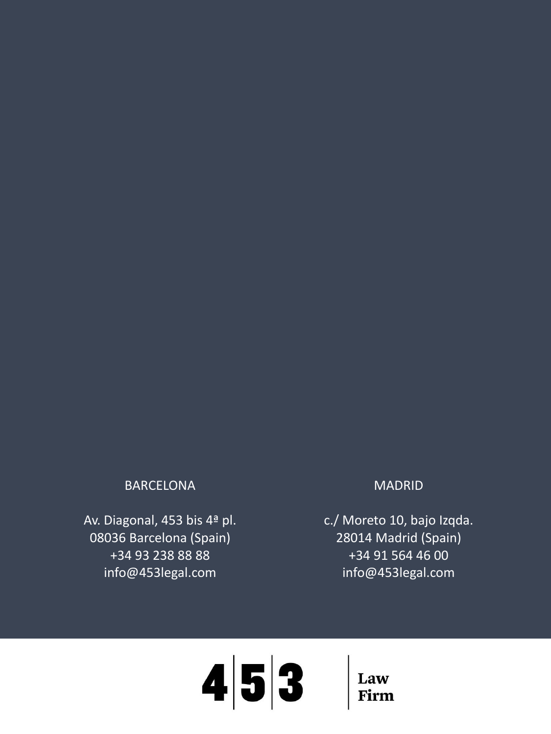BARCELONA

Av. Diagonal, 453 bis 4ª pl.
08036 Barcelona (Spain)
+34 93 238 88 88
info@453legal.com

MADRID

c./ Moreto 10, bajo Izqda.
28014 Madrid (Spain)
+34 91 564 46 00
info@453legal.com

4|5|3 | Law Firm